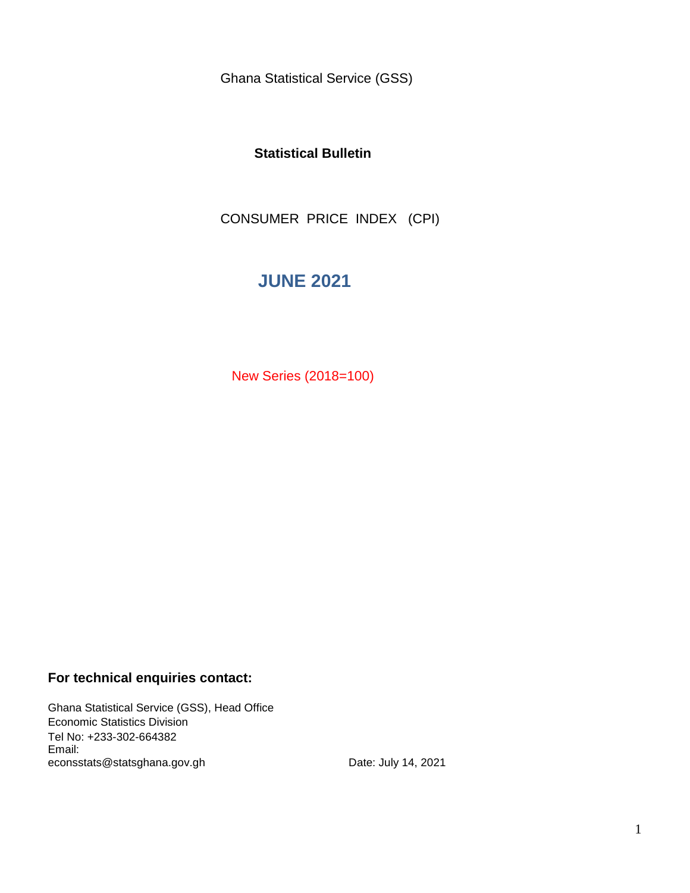Ghana Statistical Service (GSS)

**Statistical Bulletin**

CONSUMER PRICE INDEX (CPI)

# JUNE 2021

New Series (2018=100)

**For technical enquiries contact:**

Ghana Statistical Service (GSS), Head Office
Economic Statistics Division
Tel No: +233-302-664382
Email:
econsstats@statsghana.gov.gh

Date: July 14, 2021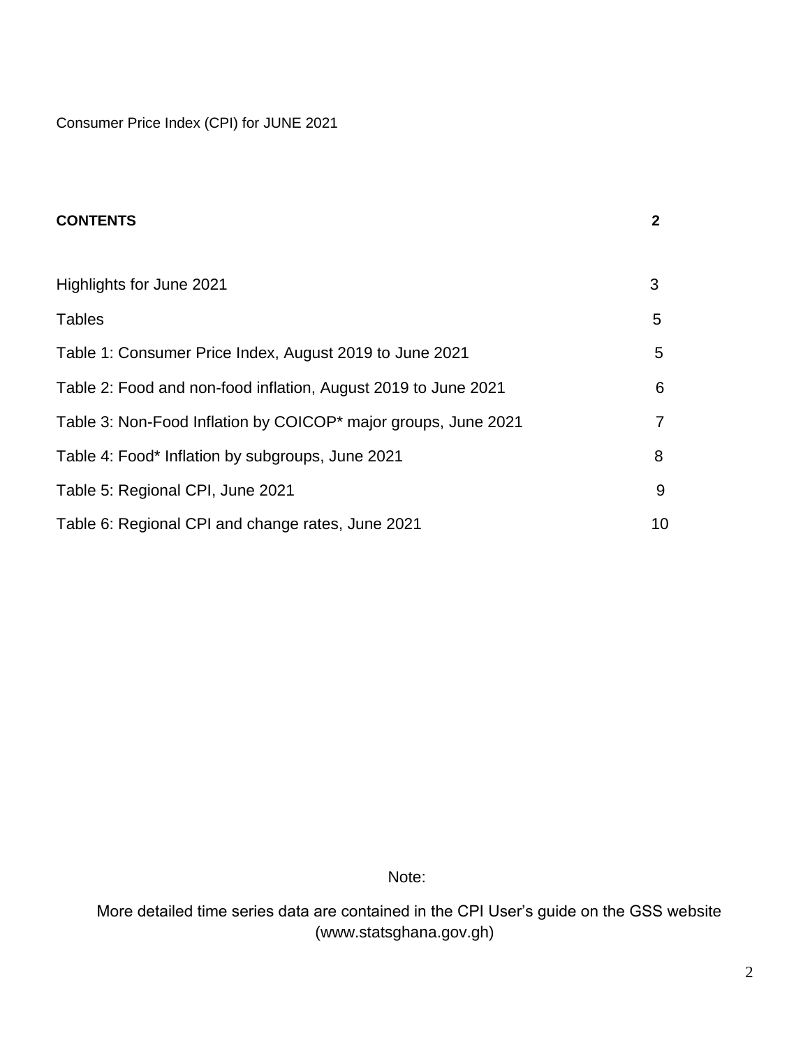Consumer Price Index (CPI) for JUNE 2021

## CONTENTS 2

| | |
|---|---|
| Highlights for June 2021 | 3 |
| Tables | 5 |
| Table 1: Consumer Price Index, August 2019 to June 2021 | 5 |
| Table 2: Food and non-food inflation, August 2019 to June 2021 | 6 |
| Table 3: Non-Food Inflation by COICOP* major groups, June 2021 | 7 |
| Table 4: Food* Inflation by subgroups, June 2021 | 8 |
| Table 5: Regional CPI, June 2021 | 9 |
| Table 6: Regional CPI and change rates, June 2021 | 10 |

Note:

More detailed time series data are contained in the CPI User's guide on the GSS website (www.statsghana.gov.gh)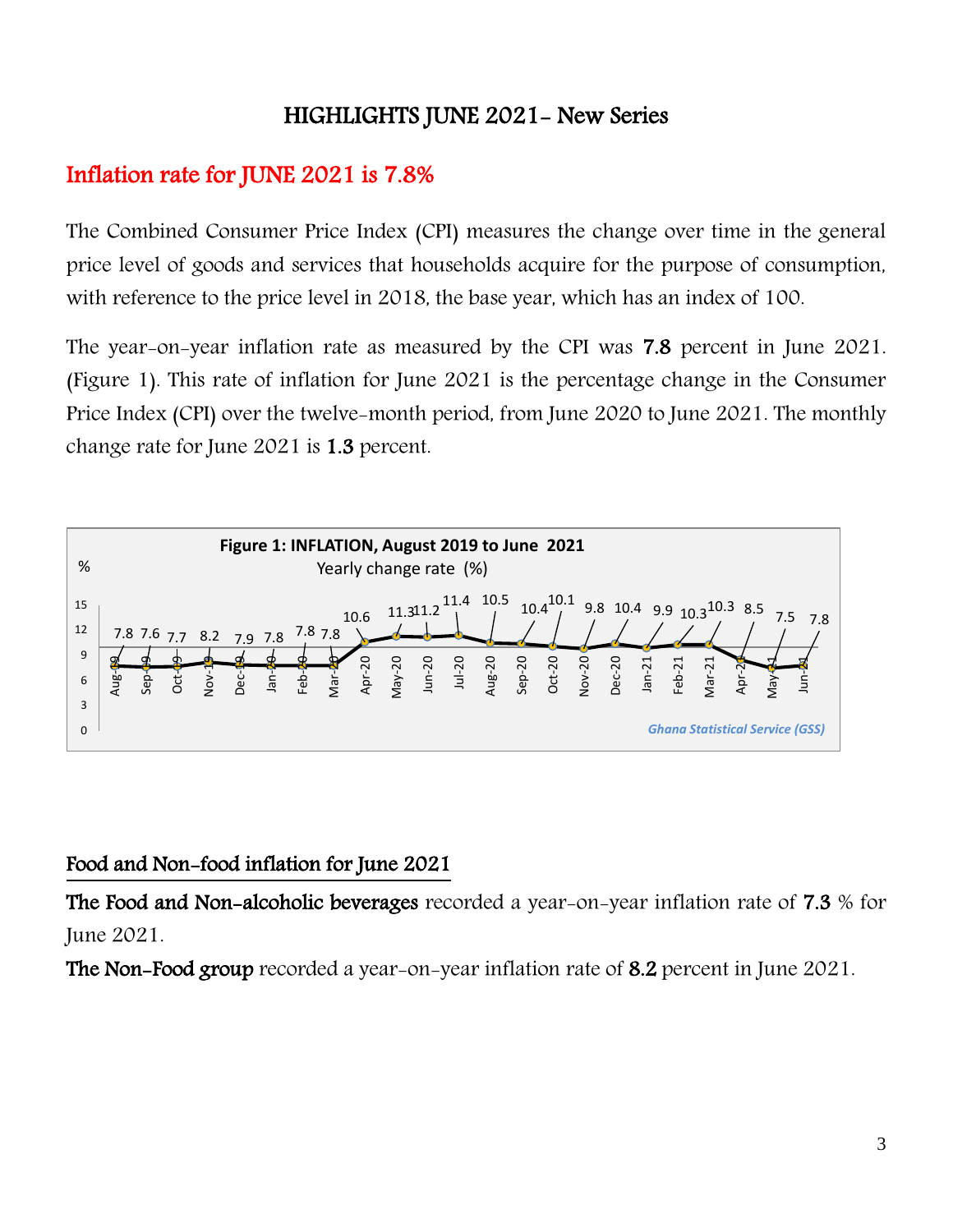# HIGHLIGHTS JUNE 2021- New Series

## Inflation rate for JUNE 2021 is 7.8%

The Combined Consumer Price Index (CPI) measures the change over time in the general price level of goods and services that households acquire for the purpose of consumption, with reference to the price level in 2018, the base year, which has an index of 100.

The year-on-year inflation rate as measured by the CPI was **7.8** percent in June 2021. (Figure 1). This rate of inflation for June 2021 is the percentage change in the Consumer Price Index (CPI) over the twelve-month period, from June 2020 to June 2021. The monthly change rate for June 2021 is **1.3** percent.

**Figure 1: INFLATION, August 2019 to June 2021**

Yearly change rate (%)

| Month | % |
|---|---|
| Aug-19 | 7.8 |
| Sep-19 | 7.6 |
| Oct-19 | 7.7 |
| Nov-19 | 8.2 |
| Dec-19 | 7.9 |
| Jan-20 | 7.8 |
| Feb-20 | 7.8 |
| Mar-20 | 7.8 |
| Apr-20 | 10.6 |
| May-20 | 11.3 |
| Jun-20 | 11.2 |
| Jul-20 | 11.4 |
| Aug-20 | 10.5 |
| Sep-20 | 10.4 |
| Oct-20 | 10.1 |
| Nov-20 | 9.8 |
| Dec-20 | 10.4 |
| Jan-21 | 9.9 |
| Feb-21 | 10.3 |
| Mar-21 | 10.3 |
| Apr-21 | 8.5 |
| May-21 | 7.5 |
| Jun-21 | 7.8 |

*Ghana Statistical Service (GSS)*

## Food and Non-food inflation for June 2021

**The Food and Non-alcoholic beverages** recorded a year-on-year inflation rate of **7.3** % for June 2021.

**The Non-Food group** recorded a year-on-year inflation rate of **8.2** percent in June 2021.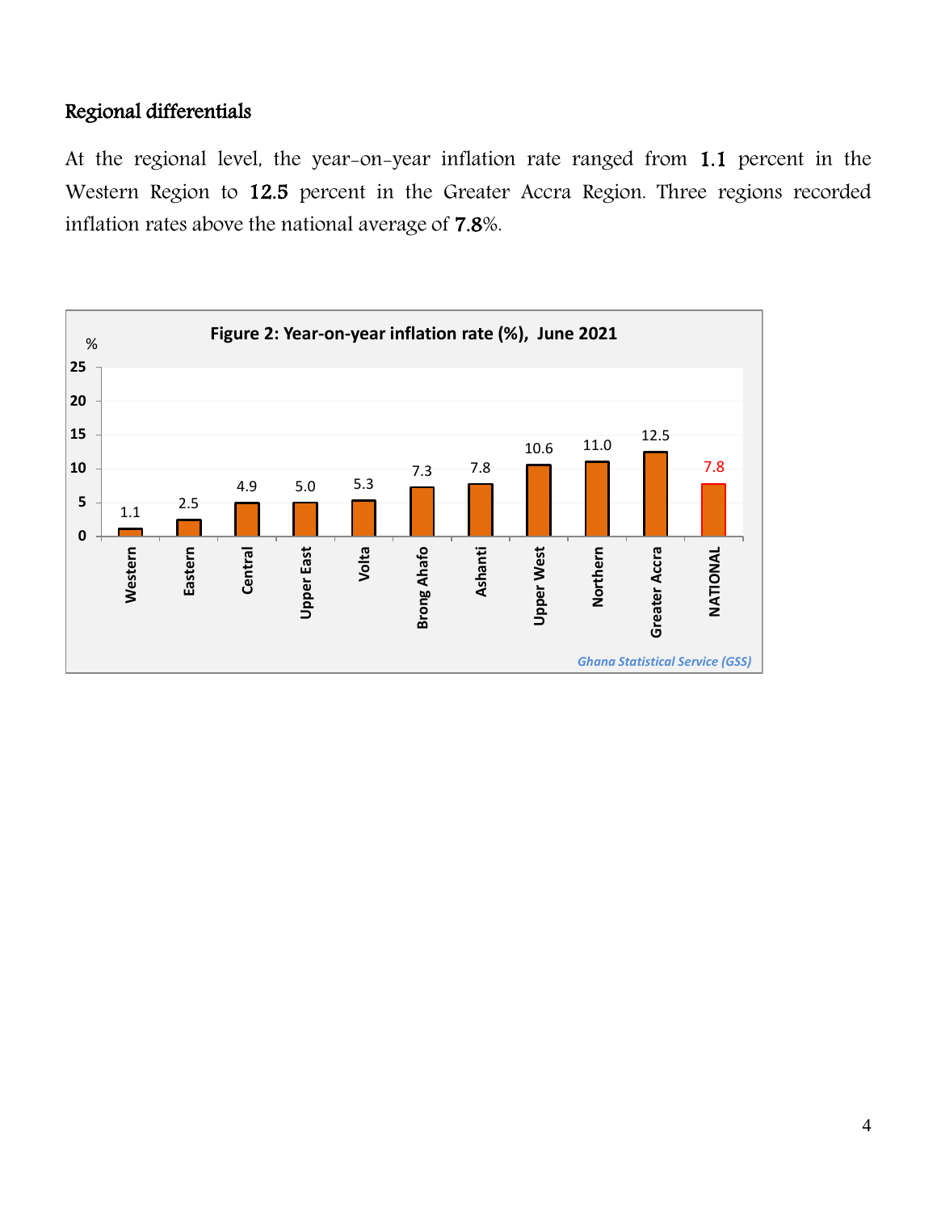## Regional differentials

At the regional level, the year-on-year inflation rate ranged from **1.1** percent in the Western Region to **12.5** percent in the Greater Accra Region. Three regions recorded inflation rates above the national average of **7.8**%.

**Figure 2: Year-on-year inflation rate (%), June 2021**

| Region | % |
|---|---|
| Western | 1.1 |
| Eastern | 2.5 |
| Central | 4.9 |
| Upper East | 5.0 |
| Volta | 5.3 |
| Brong Ahafo | 7.3 |
| Ashanti | 7.8 |
| Upper West | 10.6 |
| Northern | 11.0 |
| Greater Accra | 12.5 |
| NATIONAL | 7.8 |

*Ghana Statistical Service (GSS)*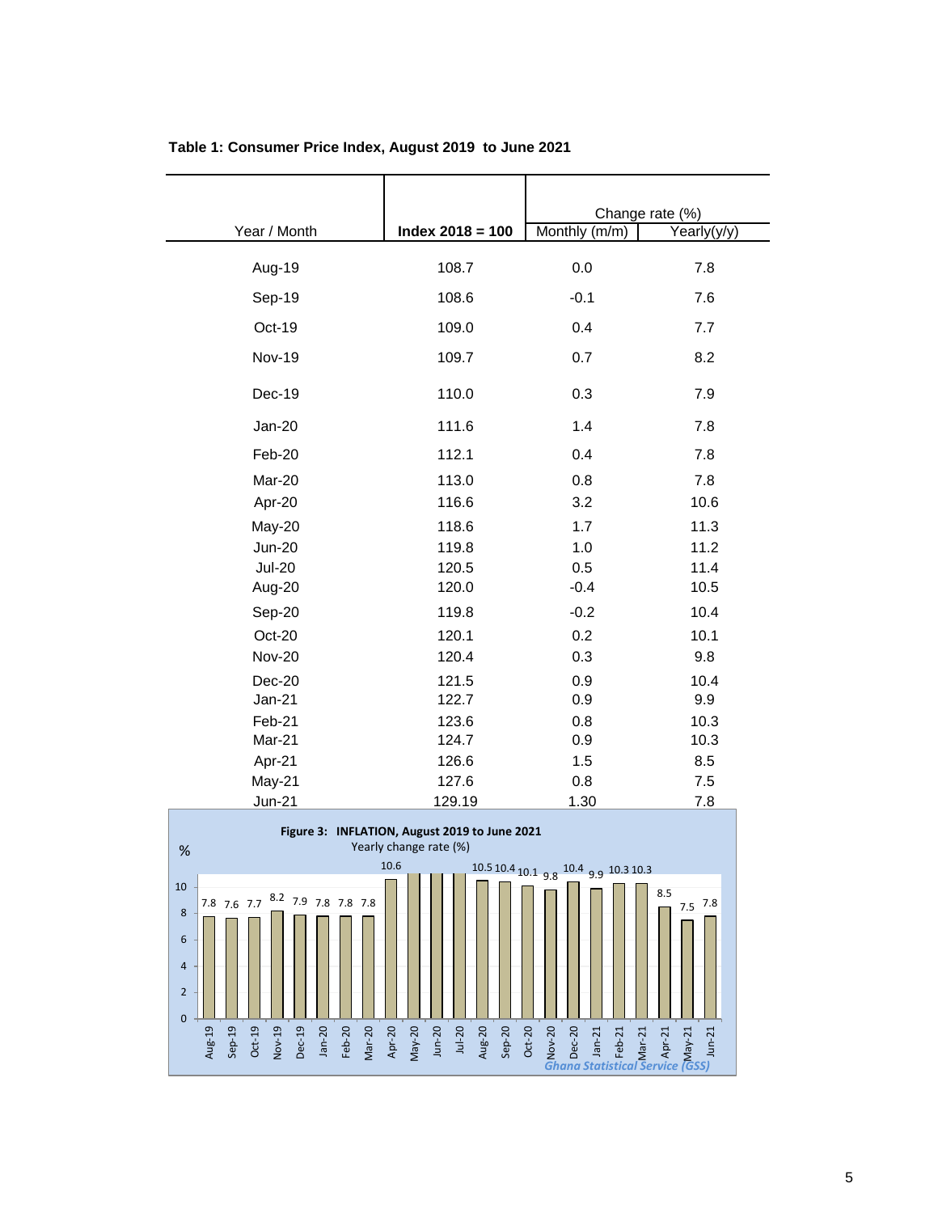**Table 1: Consumer Price Index, August 2019 to June 2021**

| Year / Month | Index 2018 = 100 | Change rate (%) | |
|---|---|---|---|
| | | Monthly (m/m) | Yearly(y/y) |
| Aug-19 | 108.7 | 0.0 | 7.8 |
| Sep-19 | 108.6 | -0.1 | 7.6 |
| Oct-19 | 109.0 | 0.4 | 7.7 |
| Nov-19 | 109.7 | 0.7 | 8.2 |
| Dec-19 | 110.0 | 0.3 | 7.9 |
| Jan-20 | 111.6 | 1.4 | 7.8 |
| Feb-20 | 112.1 | 0.4 | 7.8 |
| Mar-20 | 113.0 | 0.8 | 7.8 |
| Apr-20 | 116.6 | 3.2 | 10.6 |
| May-20 | 118.6 | 1.7 | 11.3 |
| Jun-20 | 119.8 | 1.0 | 11.2 |
| Jul-20 | 120.5 | 0.5 | 11.4 |
| Aug-20 | 120.0 | -0.4 | 10.5 |
| Sep-20 | 119.8 | -0.2 | 10.4 |
| Oct-20 | 120.1 | 0.2 | 10.1 |
| Nov-20 | 120.4 | 0.3 | 9.8 |
| Dec-20 | 121.5 | 0.9 | 10.4 |
| Jan-21 | 122.7 | 0.9 | 9.9 |
| Feb-21 | 123.6 | 0.8 | 10.3 |
| Mar-21 | 124.7 | 0.9 | 10.3 |
| Apr-21 | 126.6 | 1.5 | 8.5 |
| May-21 | 127.6 | 0.8 | 7.5 |
| Jun-21 | 129.19 | 1.30 | 7.8 |

**Figure 3: INFLATION, August 2019 to June 2021**

Yearly change rate (%)

*Ghana Statistical Service (GSS)*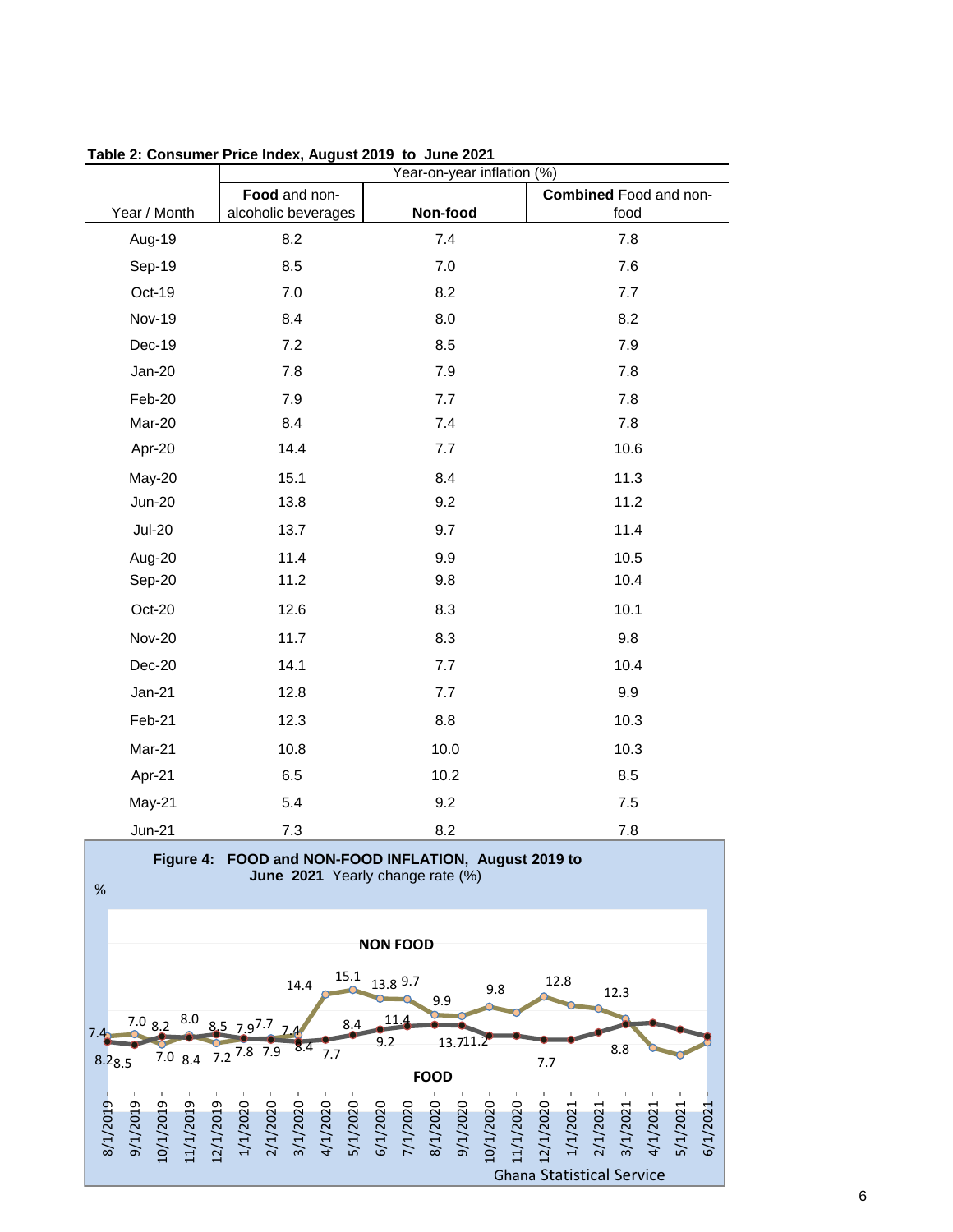**Table 2: Consumer Price Index, August 2019 to June 2021**

| Year / Month | Year-on-year inflation (%) | | |
|---|---|---|---|
| | **Food** and non-alcoholic beverages | **Non-food** | **Combined** Food and non-food |
| Aug-19 | 8.2 | 7.4 | 7.8 |
| Sep-19 | 8.5 | 7.0 | 7.6 |
| Oct-19 | 7.0 | 8.2 | 7.7 |
| Nov-19 | 8.4 | 8.0 | 8.2 |
| Dec-19 | 7.2 | 8.5 | 7.9 |
| Jan-20 | 7.8 | 7.9 | 7.8 |
| Feb-20 | 7.9 | 7.7 | 7.8 |
| Mar-20 | 8.4 | 7.4 | 7.8 |
| Apr-20 | 14.4 | 7.7 | 10.6 |
| May-20 | 15.1 | 8.4 | 11.3 |
| Jun-20 | 13.8 | 9.2 | 11.2 |
| Jul-20 | 13.7 | 9.7 | 11.4 |
| Aug-20 | 11.4 | 9.9 | 10.5 |
| Sep-20 | 11.2 | 9.8 | 10.4 |
| Oct-20 | 12.6 | 8.3 | 10.1 |
| Nov-20 | 11.7 | 8.3 | 9.8 |
| Dec-20 | 14.1 | 7.7 | 10.4 |
| Jan-21 | 12.8 | 7.7 | 9.9 |
| Feb-21 | 12.3 | 8.8 | 10.3 |
| Mar-21 | 10.8 | 10.0 | 10.3 |
| Apr-21 | 6.5 | 10.2 | 8.5 |
| May-21 | 5.4 | 9.2 | 7.5 |
| Jun-21 | 7.3 | 8.2 | 7.8 |

**Figure 4: FOOD and NON-FOOD INFLATION, August 2019 to June 2021** Yearly change rate (%)

Ghana Statistical Service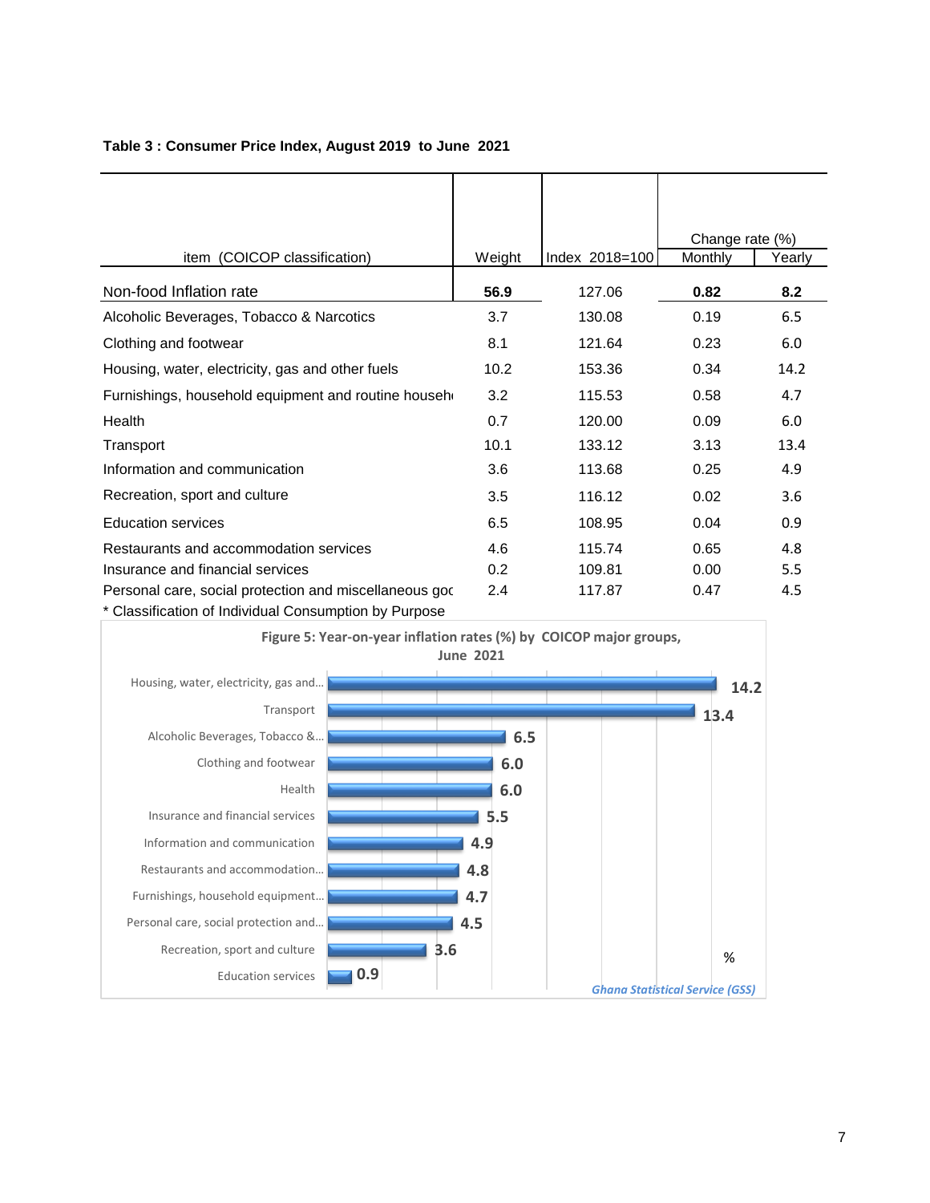**Table 3 : Consumer Price Index, August 2019 to June 2021**

| item (COICOP classification) | Weight | Index 2018=100 | Change rate (%) | |
|---|---|---|---|---|
| | | | Monthly | Yearly |
| Non-food Inflation rate | **56.9** | 127.06 | **0.82** | **8.2** |
| Alcoholic Beverages, Tobacco & Narcotics | 3.7 | 130.08 | 0.19 | 6.5 |
| Clothing and footwear | 8.1 | 121.64 | 0.23 | 6.0 |
| Housing, water, electricity, gas and other fuels | 10.2 | 153.36 | 0.34 | 14.2 |
| Furnishings, household equipment and routine househ | 3.2 | 115.53 | 0.58 | 4.7 |
| Health | 0.7 | 120.00 | 0.09 | 6.0 |
| Transport | 10.1 | 133.12 | 3.13 | 13.4 |
| Information and communication | 3.6 | 113.68 | 0.25 | 4.9 |
| Recreation, sport and culture | 3.5 | 116.12 | 0.02 | 3.6 |
| Education services | 6.5 | 108.95 | 0.04 | 0.9 |
| Restaurants and accommodation services | 4.6 | 115.74 | 0.65 | 4.8 |
| Insurance and financial services | 0.2 | 109.81 | 0.00 | 5.5 |
| Personal care, social protection and miscellaneous goc | 2.4 | 117.87 | 0.47 | 4.5 |

* Classification of Individual Consumption by Purpose

**Figure 5: Year-on-year inflation rates (%) by COICOP major groups, June 2021**

| COICOP major group | % |
|---|---|
| Housing, water, electricity, gas and... | 14.2 |
| Transport | 13.4 |
| Alcoholic Beverages, Tobacco &... | 6.5 |
| Clothing and footwear | 6.0 |
| Health | 6.0 |
| Insurance and financial services | 5.5 |
| Information and communication | 4.9 |
| Restaurants and accommodation... | 4.8 |
| Furnishings, household equipment... | 4.7 |
| Personal care, social protection and... | 4.5 |
| Recreation, sport and culture | 3.6 |
| Education services | 0.9 |

*Ghana Statistical Service (GSS)*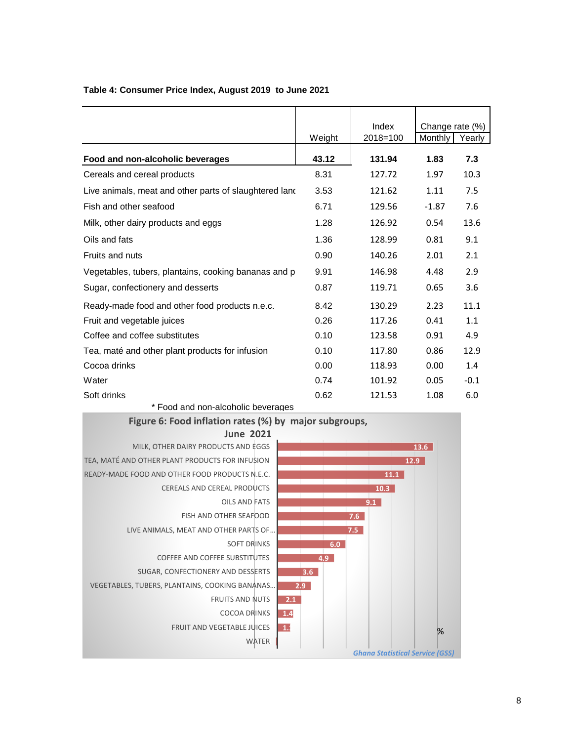**Table 4: Consumer Price Index, August 2019 to June 2021**

| | Weight | Index 2018=100 | Change rate (%) | |
|---|---|---|---|---|
| | | | Monthly | Yearly |
| **Food and non-alcoholic beverages** | **43.12** | **131.94** | **1.83** | **7.3** |
| Cereals and cereal products | 8.31 | 127.72 | 1.97 | 10.3 |
| Live animals, meat and other parts of slaughtered lanc | 3.53 | 121.62 | 1.11 | 7.5 |
| Fish and other seafood | 6.71 | 129.56 | -1.87 | 7.6 |
| Milk, other dairy products and eggs | 1.28 | 126.92 | 0.54 | 13.6 |
| Oils and fats | 1.36 | 128.99 | 0.81 | 9.1 |
| Fruits and nuts | 0.90 | 140.26 | 2.01 | 2.1 |
| Vegetables, tubers, plantains, cooking bananas and p | 9.91 | 146.98 | 4.48 | 2.9 |
| Sugar, confectionery and desserts | 0.87 | 119.71 | 0.65 | 3.6 |
| Ready-made food and other food products n.e.c. | 8.42 | 130.29 | 2.23 | 11.1 |
| Fruit and vegetable juices | 0.26 | 117.26 | 0.41 | 1.1 |
| Coffee and coffee substitutes | 0.10 | 123.58 | 0.91 | 4.9 |
| Tea, maté and other plant products for infusion | 0.10 | 117.80 | 0.86 | 12.9 |
| Cocoa drinks | 0.00 | 118.93 | 0.00 | 1.4 |
| Water | 0.74 | 101.92 | 0.05 | -0.1 |
| Soft drinks | 0.62 | 121.53 | 1.08 | 6.0 |

\* Food and non-alcoholic beverages

**Figure 6: Food inflation rates (%) by major subgroups, June 2021**

| Subgroup | % |
|---|---|
| MILK, OTHER DAIRY PRODUCTS AND EGGS | 13.6 |
| TEA, MATÉ AND OTHER PLANT PRODUCTS FOR INFUSION | 12.9 |
| READY-MADE FOOD AND OTHER FOOD PRODUCTS N.E.C. | 11.1 |
| CEREALS AND CEREAL PRODUCTS | 10.3 |
| OILS AND FATS | 9.1 |
| FISH AND OTHER SEAFOOD | 7.6 |
| LIVE ANIMALS, MEAT AND OTHER PARTS OF... | 7.5 |
| SOFT DRINKS | 6.0 |
| COFFEE AND COFFEE SUBSTITUTES | 4.9 |
| SUGAR, CONFECTIONERY AND DESSERTS | 3.6 |
| VEGETABLES, TUBERS, PLANTAINS, COOKING BANANAS... | 2.9 |
| FRUITS AND NUTS | 2.1 |
| COCOA DRINKS | 1.4 |
| FRUIT AND VEGETABLE JUICES | 1.1 |
| WATER | |

*Ghana Statistical Service (GSS)*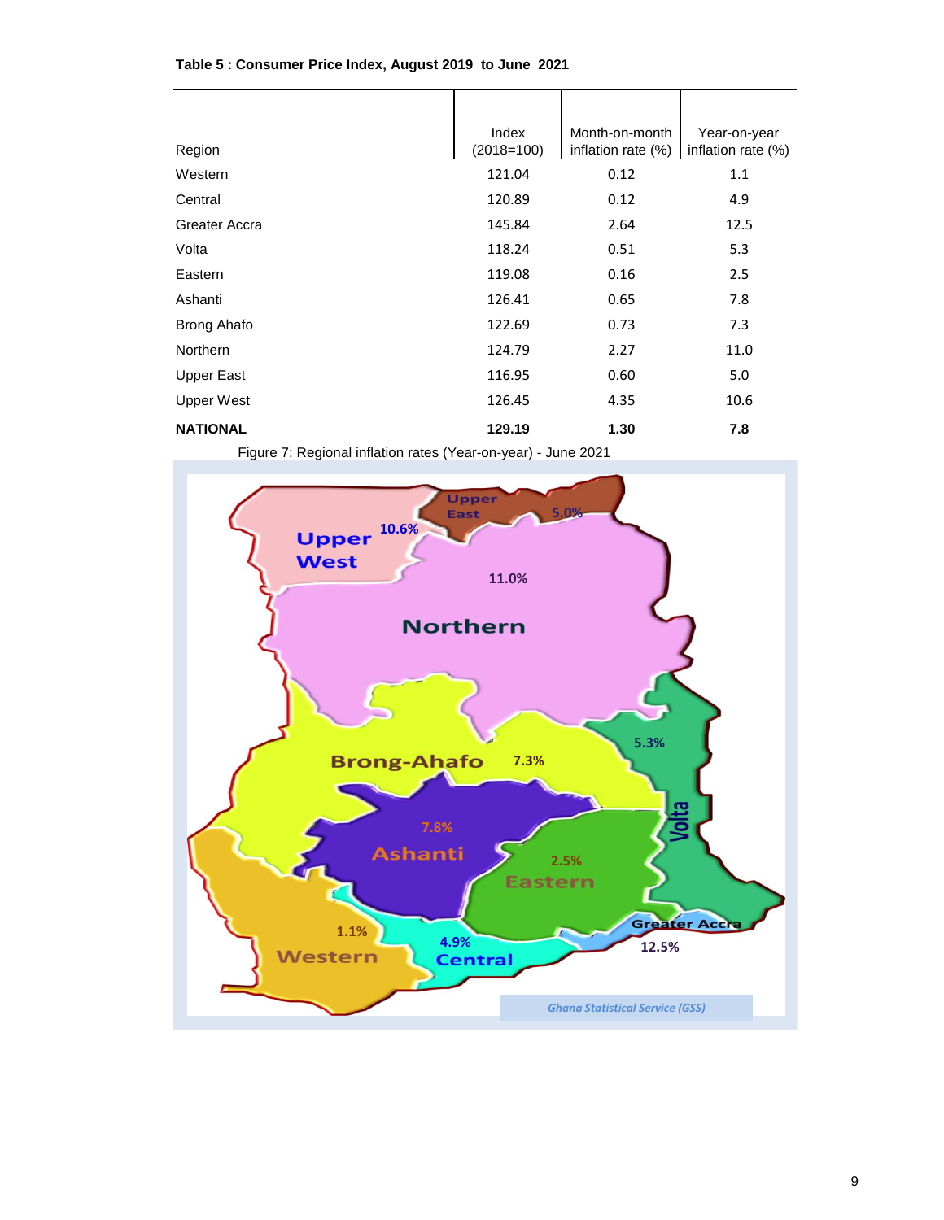**Table 5 : Consumer Price Index, August 2019 to June 2021**

| Region | Index (2018=100) | Month-on-month inflation rate (%) | Year-on-year inflation rate (%) |
|---|---|---|---|
| Western | 121.04 | 0.12 | 1.1 |
| Central | 120.89 | 0.12 | 4.9 |
| Greater Accra | 145.84 | 2.64 | 12.5 |
| Volta | 118.24 | 0.51 | 5.3 |
| Eastern | 119.08 | 0.16 | 2.5 |
| Ashanti | 126.41 | 0.65 | 7.8 |
| Brong Ahafo | 122.69 | 0.73 | 7.3 |
| Northern | 124.79 | 2.27 | 11.0 |
| Upper East | 116.95 | 0.60 | 5.0 |
| Upper West | 126.45 | 4.35 | 10.6 |
| **NATIONAL** | **129.19** | **1.30** | **7.8** |

Figure 7: Regional inflation rates (Year-on-year) - June 2021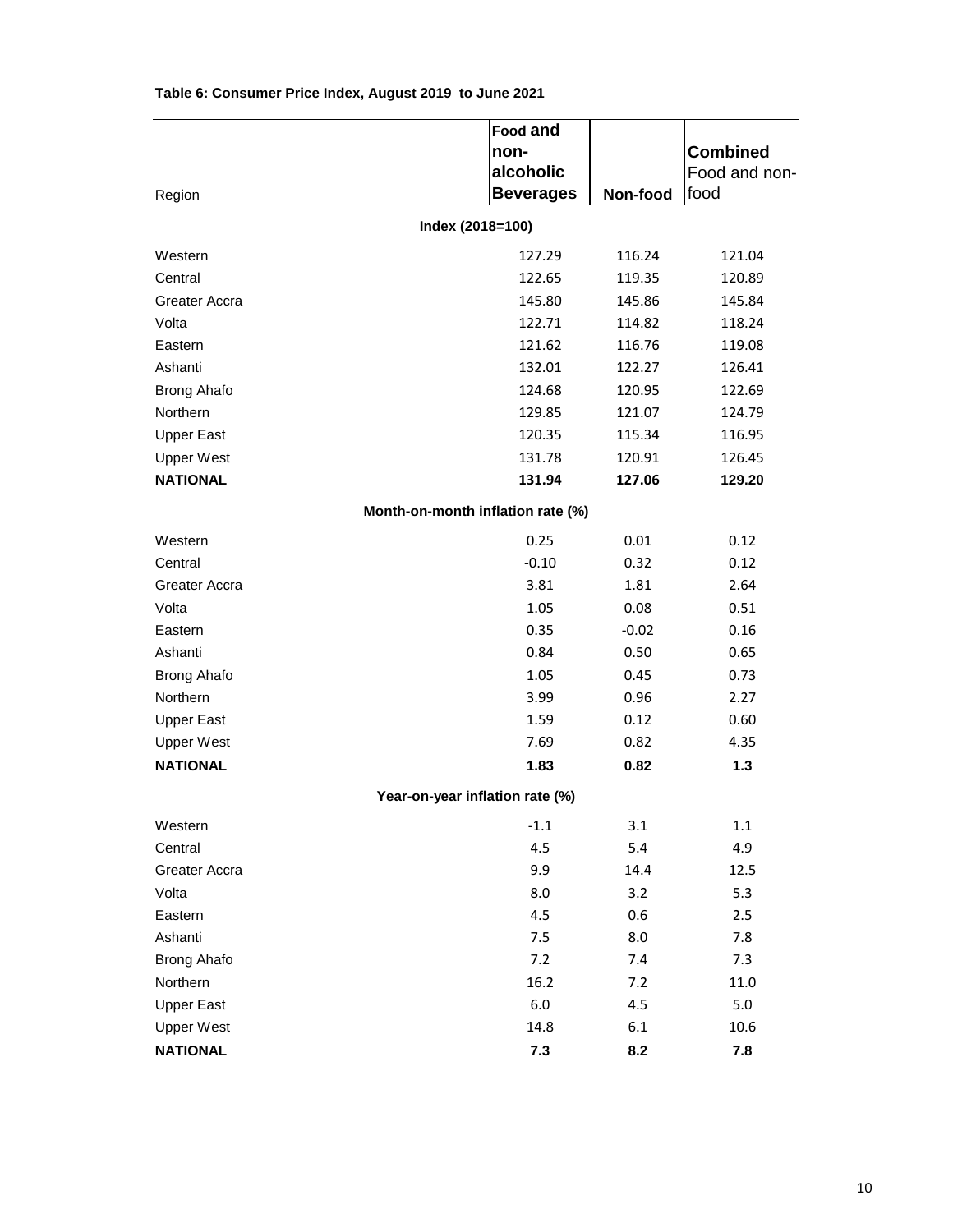**Table 6: Consumer Price Index, August 2019 to June 2021**

| Region | Food and non-alcoholic Beverages | Non-food | Combined Food and non-food |
|---|---|---|---|
| **Index (2018=100)** | | | |
| Western | 127.29 | 116.24 | 121.04 |
| Central | 122.65 | 119.35 | 120.89 |
| Greater Accra | 145.80 | 145.86 | 145.84 |
| Volta | 122.71 | 114.82 | 118.24 |
| Eastern | 121.62 | 116.76 | 119.08 |
| Ashanti | 132.01 | 122.27 | 126.41 |
| Brong Ahafo | 124.68 | 120.95 | 122.69 |
| Northern | 129.85 | 121.07 | 124.79 |
| Upper East | 120.35 | 115.34 | 116.95 |
| Upper West | 131.78 | 120.91 | 126.45 |
| **NATIONAL** | **131.94** | **127.06** | **129.20** |
| **Month-on-month inflation rate (%)** | | | |
| Western | 0.25 | 0.01 | 0.12 |
| Central | -0.10 | 0.32 | 0.12 |
| Greater Accra | 3.81 | 1.81 | 2.64 |
| Volta | 1.05 | 0.08 | 0.51 |
| Eastern | 0.35 | -0.02 | 0.16 |
| Ashanti | 0.84 | 0.50 | 0.65 |
| Brong Ahafo | 1.05 | 0.45 | 0.73 |
| Northern | 3.99 | 0.96 | 2.27 |
| Upper East | 1.59 | 0.12 | 0.60 |
| Upper West | 7.69 | 0.82 | 4.35 |
| **NATIONAL** | **1.83** | **0.82** | **1.3** |
| **Year-on-year inflation rate (%)** | | | |
| Western | -1.1 | 3.1 | 1.1 |
| Central | 4.5 | 5.4 | 4.9 |
| Greater Accra | 9.9 | 14.4 | 12.5 |
| Volta | 8.0 | 3.2 | 5.3 |
| Eastern | 4.5 | 0.6 | 2.5 |
| Ashanti | 7.5 | 8.0 | 7.8 |
| Brong Ahafo | 7.2 | 7.4 | 7.3 |
| Northern | 16.2 | 7.2 | 11.0 |
| Upper East | 6.0 | 4.5 | 5.0 |
| Upper West | 14.8 | 6.1 | 10.6 |
| **NATIONAL** | **7.3** | **8.2** | **7.8** |